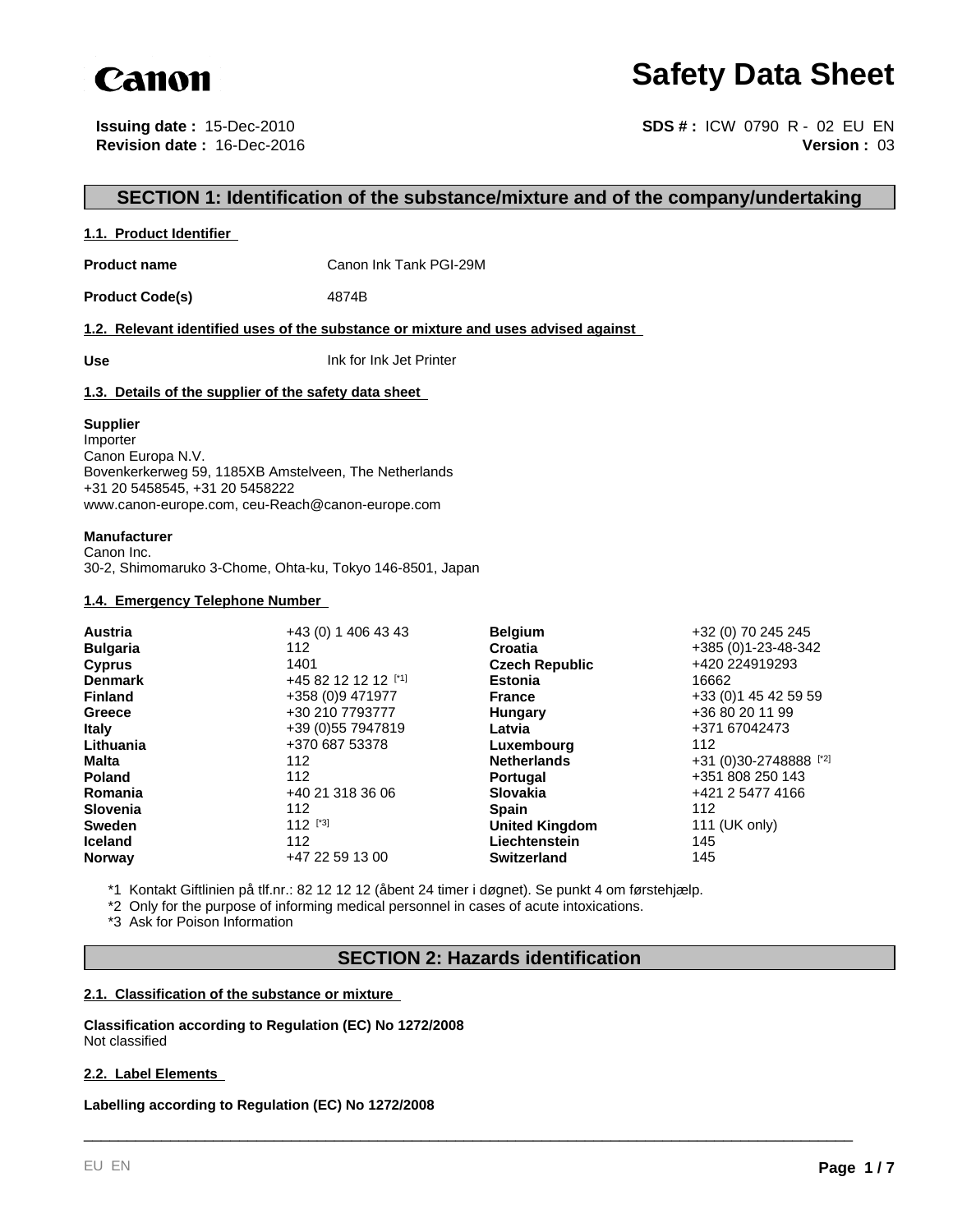Canon

# Safety Data Sheet

**Issuing date :** 15-Dec-2010
**Revision date :** 16-Dec-2016

**SDS # :** ICW 0790 R - 02 EU EN
**Version :** 03

## SECTION 1: Identification of the substance/mixture and of the company/undertaking

### 1.1. Product Identifier

**Product name** Canon Ink Tank PGI-29M

**Product Code(s)** 4874B

### 1.2. Relevant identified uses of the substance or mixture and uses advised against

**Use** Ink for Ink Jet Printer

### 1.3. Details of the supplier of the safety data sheet

**Supplier**
Importer
Canon Europa N.V.
Bovenkerkerweg 59, 1185XB Amstelveen, The Netherlands
+31 20 5458545, +31 20 5458222
www.canon-europe.com, ceu-Reach@canon-europe.com

**Manufacturer**
Canon Inc.
30-2, Shimomaruko 3-Chome, Ohta-ku, Tokyo 146-8501, Japan

### 1.4. Emergency Telephone Number

| Country | Number | Country | Number |
|---|---|---|---|
| **Austria** | +43 (0) 1 406 43 43 | **Belgium** | +32 (0) 70 245 245 |
| **Bulgaria** | 112 | **Croatia** | +385 (0)1-23-48-342 |
| **Cyprus** | 1401 | **Czech Republic** | +420 224919293 |
| **Denmark** | +45 82 12 12 12 [*1] | **Estonia** | 16662 |
| **Finland** | +358 (0)9 471977 | **France** | +33 (0)1 45 42 59 59 |
| **Greece** | +30 210 7793777 | **Hungary** | +36 80 20 11 99 |
| **Italy** | +39 (0)55 7947819 | **Latvia** | +371 67042473 |
| **Lithuania** | +370 687 53378 | **Luxembourg** | 112 |
| **Malta** | 112 | **Netherlands** | +31 (0)30-2748888 [*2] |
| **Poland** | 112 | **Portugal** | +351 808 250 143 |
| **Romania** | +40 21 318 36 06 | **Slovakia** | +421 2 5477 4166 |
| **Slovenia** | 112 | **Spain** | 112 |
| **Sweden** | 112 [*3] | **United Kingdom** | 111 (UK only) |
| **Iceland** | 112 | **Liechtenstein** | 145 |
| **Norway** | +47 22 59 13 00 | **Switzerland** | 145 |

*1 Kontakt Giftlinien på tlf.nr.: 82 12 12 12 (åbent 24 timer i døgnet). Se punkt 4 om førstehjælp.
*2 Only for the purpose of informing medical personnel in cases of acute intoxications.
*3 Ask for Poison Information

## SECTION 2: Hazards identification

### 2.1. Classification of the substance or mixture

**Classification according to Regulation (EC) No 1272/2008**
Not classified

### 2.2. Label Elements

**Labelling according to Regulation (EC) No 1272/2008**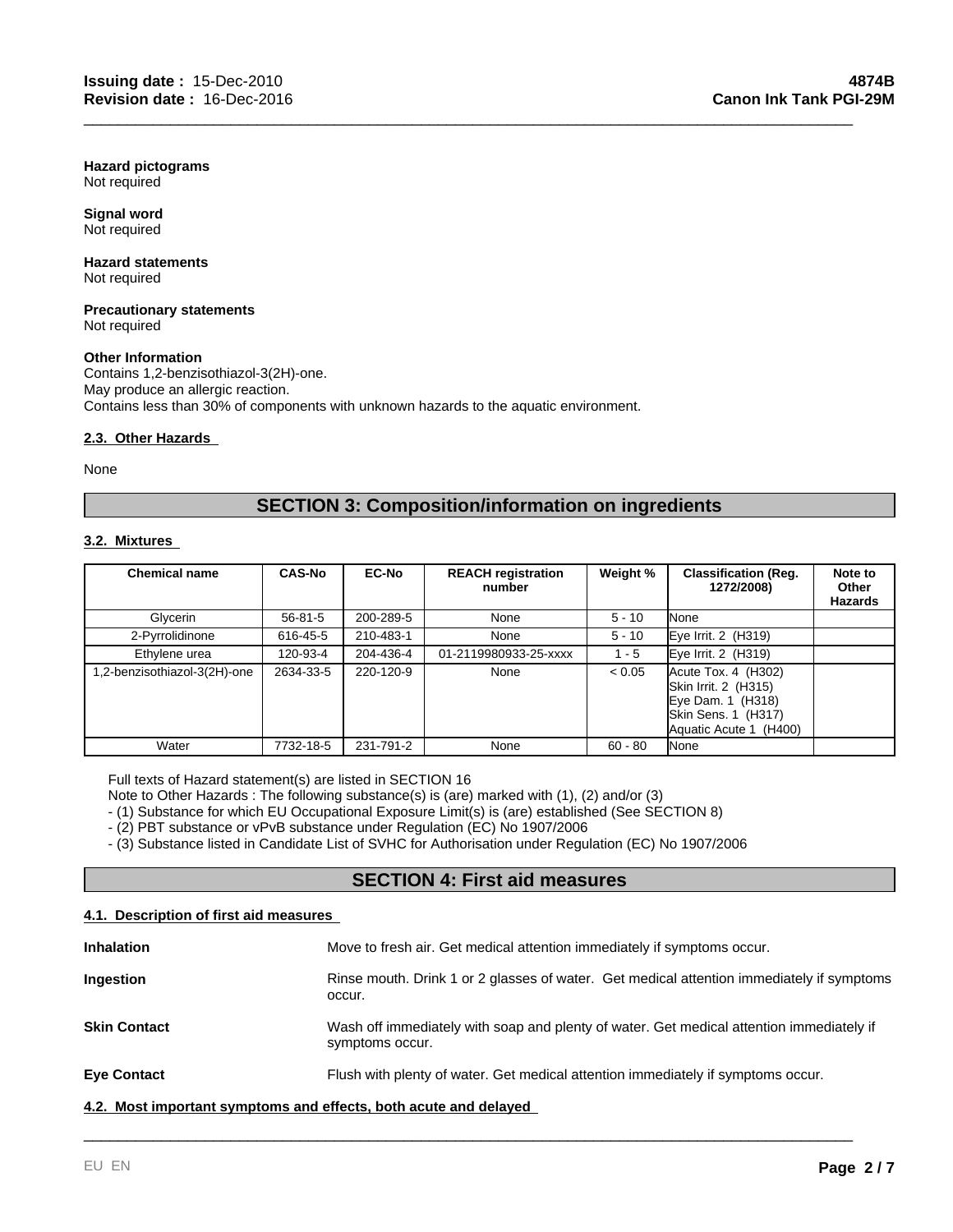**Hazard pictograms**
Not required

**Signal word**
Not required

**Hazard statements**
Not required

**Precautionary statements**
Not required

**Other Information**
Contains 1,2-benzisothiazol-3(2H)-one.
May produce an allergic reaction.
Contains less than 30% of components with unknown hazards to the aquatic environment.

### 2.3. Other Hazards

None

## SECTION 3: Composition/information on ingredients

### 3.2. Mixtures

| Chemical name | CAS-No | EC-No | REACH registration number | Weight % | Classification (Reg. 1272/2008) | Note to Other Hazards |
|---|---|---|---|---|---|---|
| Glycerin | 56-81-5 | 200-289-5 | None | 5 - 10 | None | |
| 2-Pyrrolidinone | 616-45-5 | 210-483-1 | None | 5 - 10 | Eye Irrit. 2 (H319) | |
| Ethylene urea | 120-93-4 | 204-436-4 | 01-2119980933-25-xxxx | 1 - 5 | Eye Irrit. 2 (H319) | |
| 1,2-benzisothiazol-3(2H)-one | 2634-33-5 | 220-120-9 | None | < 0.05 | Acute Tox. 4 (H302)<br>Skin Irrit. 2 (H315)<br>Eye Dam. 1 (H318)<br>Skin Sens. 1 (H317)<br>Aquatic Acute 1 (H400) | |
| Water | 7732-18-5 | 231-791-2 | None | 60 - 80 | None | |

Full texts of Hazard statement(s) are listed in SECTION 16
Note to Other Hazards : The following substance(s) is (are) marked with (1), (2) and/or (3)
- (1) Substance for which EU Occupational Exposure Limit(s) is (are) established (See SECTION 8)
- (2) PBT substance or vPvB substance under Regulation (EC) No 1907/2006
- (3) Substance listed in Candidate List of SVHC for Authorisation under Regulation (EC) No 1907/2006

## SECTION 4: First aid measures

### 4.1. Description of first aid measures

**Inhalation** Move to fresh air. Get medical attention immediately if symptoms occur.

**Ingestion** Rinse mouth. Drink 1 or 2 glasses of water. Get medical attention immediately if symptoms occur.

**Skin Contact** Wash off immediately with soap and plenty of water. Get medical attention immediately if symptoms occur.

**Eye Contact** Flush with plenty of water. Get medical attention immediately if symptoms occur.

### 4.2. Most important symptoms and effects, both acute and delayed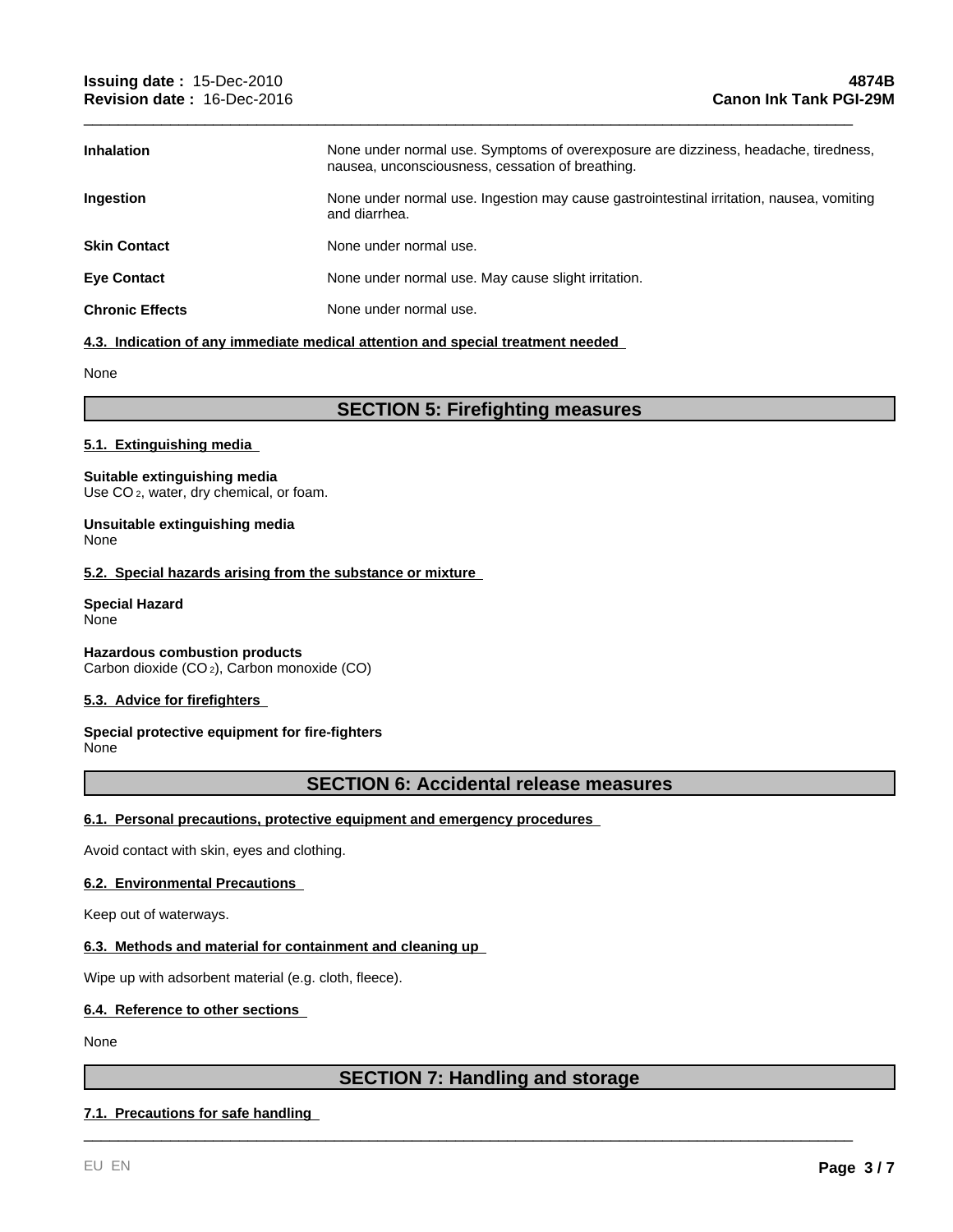| | |
|---|---|
| **Inhalation** | None under normal use. Symptoms of overexposure are dizziness, headache, tiredness, nausea, unconsciousness, cessation of breathing. |
| **Ingestion** | None under normal use. Ingestion may cause gastrointestinal irritation, nausea, vomiting and diarrhea. |
| **Skin Contact** | None under normal use. |
| **Eye Contact** | None under normal use. May cause slight irritation. |
| **Chronic Effects** | None under normal use. |

#### 4.3. Indication of any immediate medical attention and special treatment needed

None

## SECTION 5: Firefighting measures

#### 5.1. Extinguishing media

**Suitable extinguishing media**
Use $CO_2$, water, dry chemical, or foam.

**Unsuitable extinguishing media**
None

#### 5.2. Special hazards arising from the substance or mixture

**Special Hazard**
None

**Hazardous combustion products**
Carbon dioxide ($CO_2$), Carbon monoxide (CO)

#### 5.3. Advice for firefighters

**Special protective equipment for fire-fighters**
None

## SECTION 6: Accidental release measures

#### 6.1. Personal precautions, protective equipment and emergency procedures

Avoid contact with skin, eyes and clothing.

#### 6.2. Environmental Precautions

Keep out of waterways.

#### 6.3. Methods and material for containment and cleaning up

Wipe up with adsorbent material (e.g. cloth, fleece).

#### 6.4. Reference to other sections

None

## SECTION 7: Handling and storage

#### 7.1. Precautions for safe handling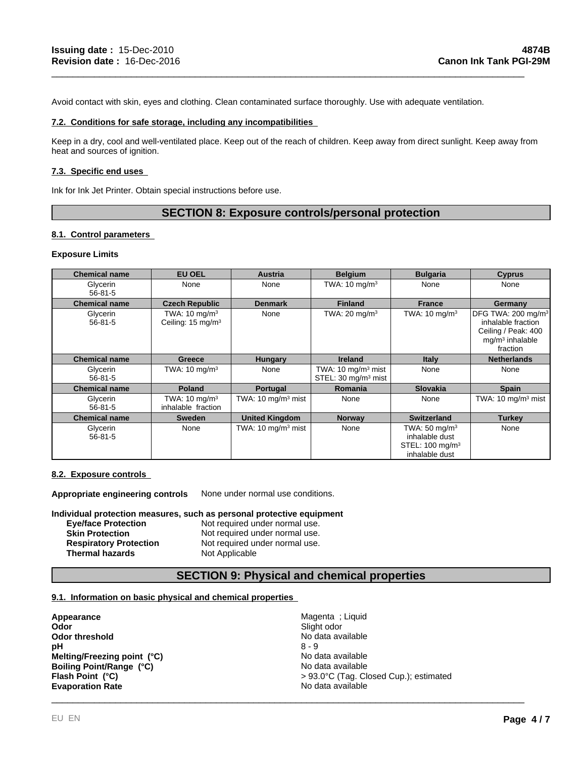Avoid contact with skin, eyes and clothing. Clean contaminated surface thoroughly. Use with adequate ventilation.

### 7.2. Conditions for safe storage, including any incompatibilities

Keep in a dry, cool and well-ventilated place. Keep out of the reach of children. Keep away from direct sunlight. Keep away from heat and sources of ignition.

### 7.3. Specific end uses

Ink for Ink Jet Printer. Obtain special instructions before use.

## SECTION 8: Exposure controls/personal protection

### 8.1. Control parameters

**Exposure Limits**

| Chemical name | EU OEL | Austria | Belgium | Bulgaria | Cyprus |
|---|---|---|---|---|---|
| Glycerin 56-81-5 | None | None | TWA: 10 mg/m$^3$ | None | None |
| **Chemical name** | **Czech Republic** | **Denmark** | **Finland** | **France** | **Germany** |
| Glycerin 56-81-5 | TWA: 10 mg/m$^3$ Ceiling: 15 mg/m$^3$ | None | TWA: 20 mg/m$^3$ | TWA: 10 mg/m$^3$ | DFG TWA: 200 mg/m$^3$ inhalable fraction Ceiling / Peak: 400 mg/m$^3$ inhalable fraction |
| **Chemical name** | **Greece** | **Hungary** | **Ireland** | **Italy** | **Netherlands** |
| Glycerin 56-81-5 | TWA: 10 mg/m$^3$ | None | TWA: 10 mg/m$^3$ mist STEL: 30 mg/m$^3$ mist | None | None |
| **Chemical name** | **Poland** | **Portugal** | **Romania** | **Slovakia** | **Spain** |
| Glycerin 56-81-5 | TWA: 10 mg/m$^3$ inhalable fraction | TWA: 10 mg/m$^3$ mist | None | None | TWA: 10 mg/m$^3$ mist |
| **Chemical name** | **Sweden** | **United Kingdom** | **Norway** | **Switzerland** | **Turkey** |
| Glycerin 56-81-5 | None | TWA: 10 mg/m$^3$ mist | None | TWA: 50 mg/m$^3$ inhalable dust STEL: 100 mg/m$^3$ inhalable dust | None |

### 8.2. Exposure controls

**Appropriate engineering controls** None under normal use conditions.

**Individual protection measures, such as personal protective equipment**

| | |
|---|---|
| **Eye/face Protection** | Not required under normal use. |
| **Skin Protection** | Not required under normal use. |
| **Respiratory Protection** | Not required under normal use. |
| **Thermal hazards** | Not Applicable |

## SECTION 9: Physical and chemical properties

### 9.1. Information on basic physical and chemical properties

| | |
|---|---|
| **Appearance** | Magenta ; Liquid |
| **Odor** | Slight odor |
| **Odor threshold** | No data available |
| **pH** | 8 - 9 |
| **Melting/Freezing point (°C)** | No data available |
| **Boiling Point/Range (°C)** | No data available |
| **Flash Point (°C)** | > 93.0°C (Tag. Closed Cup.); estimated |
| **Evaporation Rate** | No data available |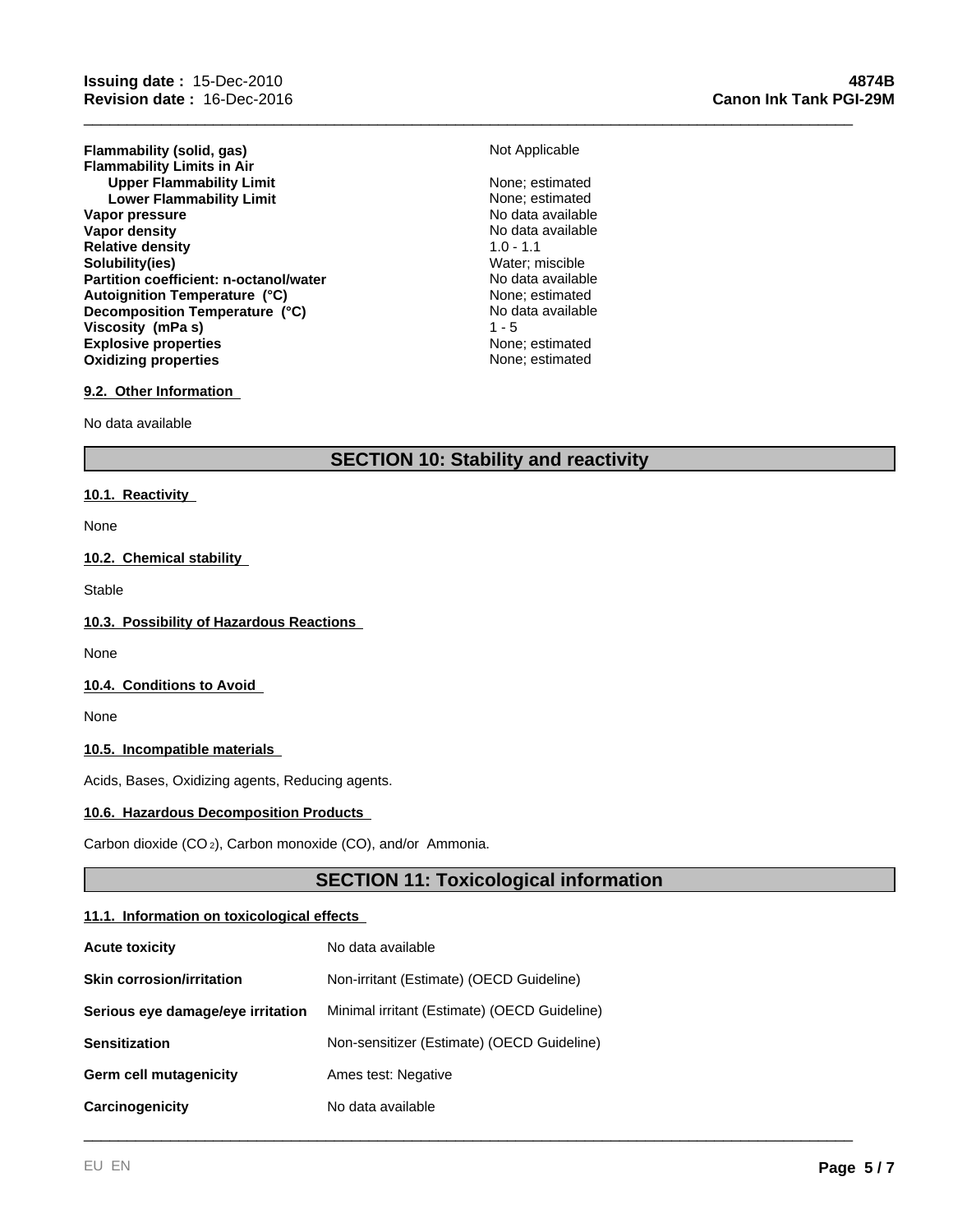| | |
|---|---|
| **Flammability (solid, gas)** | Not Applicable |
| **Flammability Limits in Air** | |
| **Upper Flammability Limit** | None; estimated |
| **Lower Flammability Limit** | None; estimated |
| **Vapor pressure** | No data available |
| **Vapor density** | No data available |
| **Relative density** | 1.0 - 1.1 |
| **Solubility(ies)** | Water; miscible |
| **Partition coefficient: n-octanol/water** | No data available |
| **Autoignition Temperature (°C)** | None; estimated |
| **Decomposition Temperature (°C)** | No data available |
| **Viscosity (mPa s)** | 1 - 5 |
| **Explosive properties** | None; estimated |
| **Oxidizing properties** | None; estimated |

### 9.2. Other Information

No data available

## SECTION 10: Stability and reactivity

### 10.1. Reactivity

None

### 10.2. Chemical stability

Stable

### 10.3. Possibility of Hazardous Reactions

None

### 10.4. Conditions to Avoid

None

### 10.5. Incompatible materials

Acids, Bases, Oxidizing agents, Reducing agents.

### 10.6. Hazardous Decomposition Products

Carbon dioxide ($CO_2$), Carbon monoxide (CO), and/or Ammonia.

## SECTION 11: Toxicological information

### 11.1. Information on toxicological effects

| | |
|---|---|
| **Acute toxicity** | No data available |
| **Skin corrosion/irritation** | Non-irritant (Estimate) (OECD Guideline) |
| **Serious eye damage/eye irritation** | Minimal irritant (Estimate) (OECD Guideline) |
| **Sensitization** | Non-sensitizer (Estimate) (OECD Guideline) |
| **Germ cell mutagenicity** | Ames test: Negative |
| **Carcinogenicity** | No data available |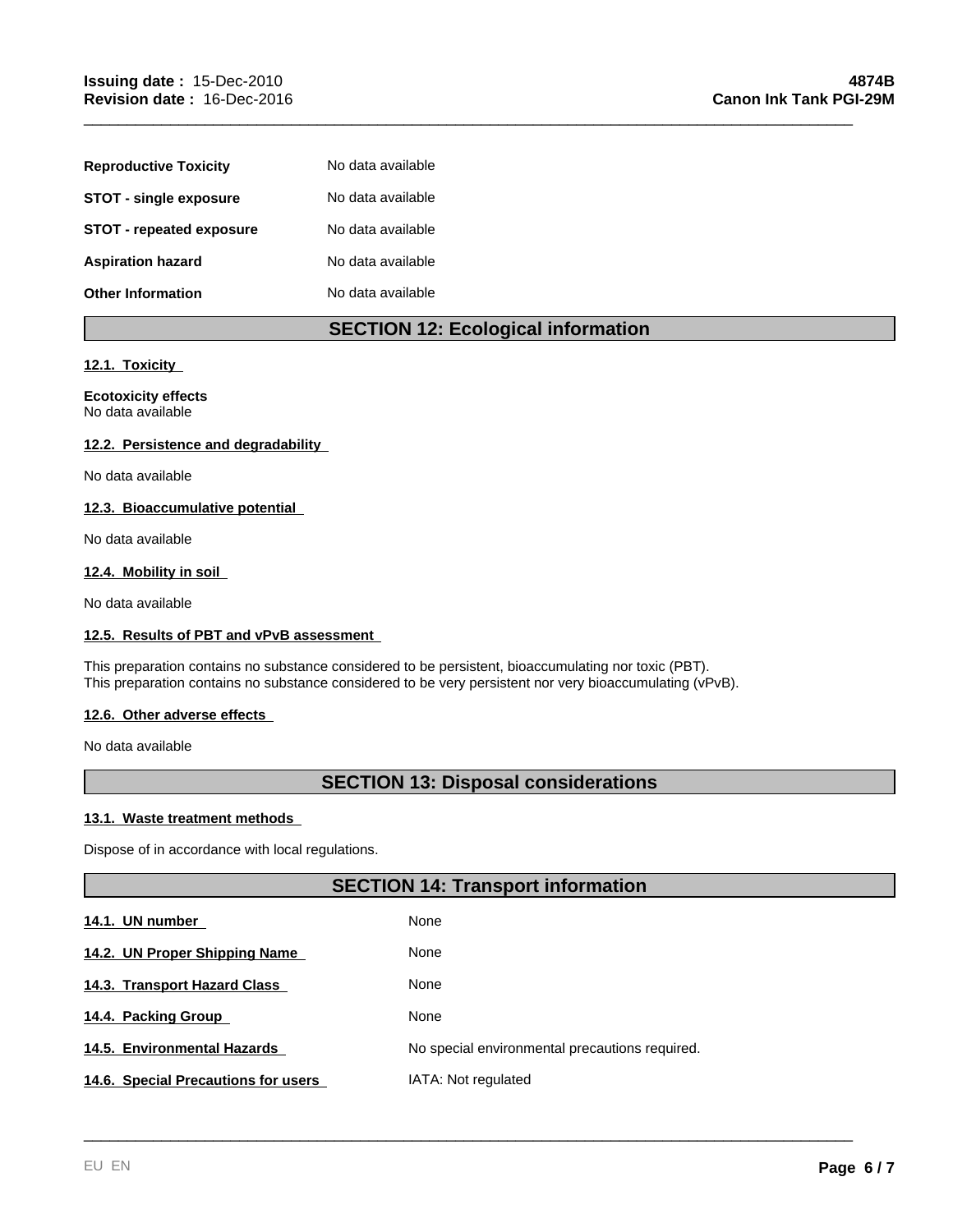| | |
|---|---|
| **Reproductive Toxicity** | No data available |
| **STOT - single exposure** | No data available |
| **STOT - repeated exposure** | No data available |
| **Aspiration hazard** | No data available |
| **Other Information** | No data available |

## SECTION 12: Ecological information

### 12.1. Toxicity

**Ecotoxicity effects**
No data available

### 12.2. Persistence and degradability

No data available

### 12.3. Bioaccumulative potential

No data available

### 12.4. Mobility in soil

No data available

### 12.5. Results of PBT and vPvB assessment

This preparation contains no substance considered to be persistent, bioaccumulating nor toxic (PBT).
This preparation contains no substance considered to be very persistent nor very bioaccumulating (vPvB).

### 12.6. Other adverse effects

No data available

## SECTION 13: Disposal considerations

### 13.1. Waste treatment methods

Dispose of in accordance with local regulations.

## SECTION 14: Transport information

| | |
|---|---|
| **14.1. UN number** | None |
| **14.2. UN Proper Shipping Name** | None |
| **14.3. Transport Hazard Class** | None |
| **14.4. Packing Group** | None |
| **14.5. Environmental Hazards** | No special environmental precautions required. |
| **14.6. Special Precautions for users** | IATA: Not regulated |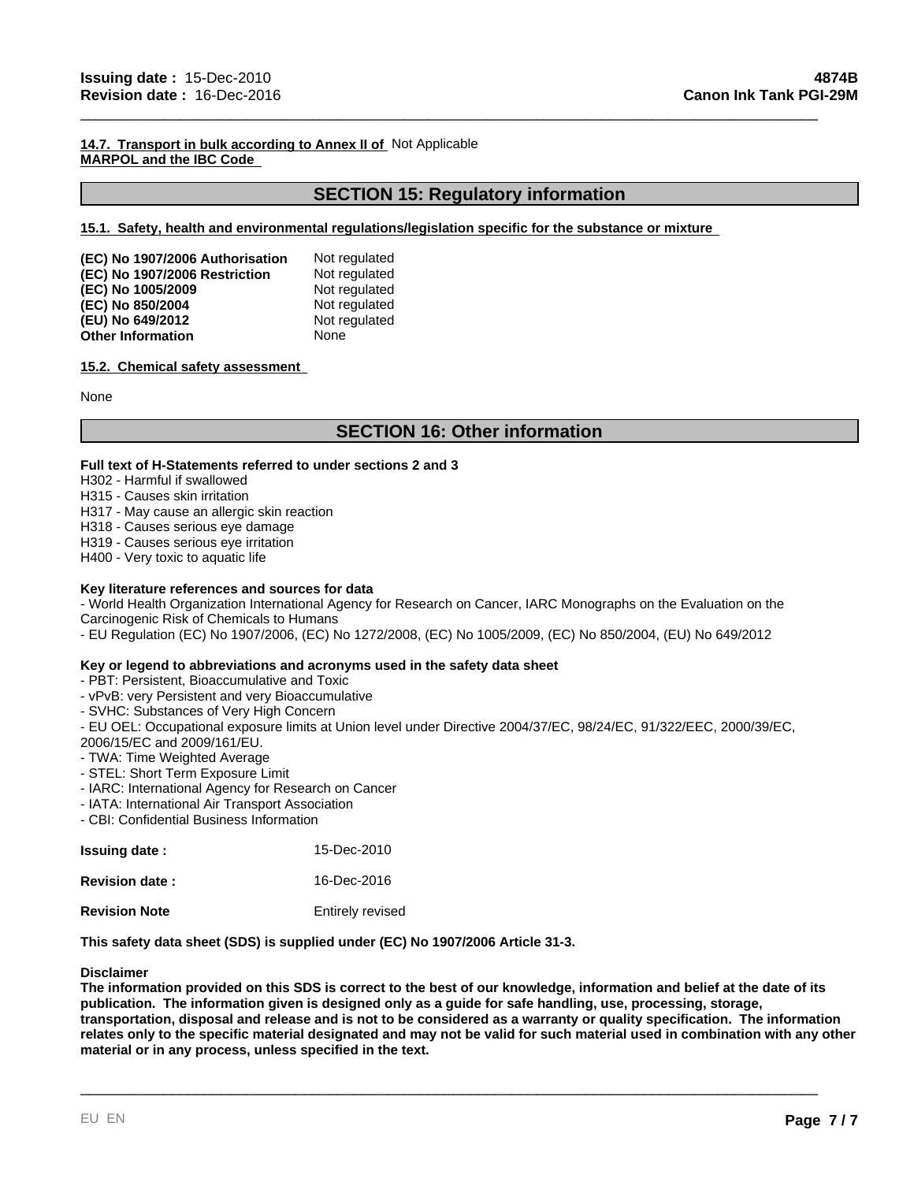**14.7. Transport in bulk according to Annex II of MARPOL and the IBC Code** Not Applicable

## SECTION 15: Regulatory information

**15.1. Safety, health and environmental regulations/legislation specific for the substance or mixture**

| | |
|---|---|
| **(EC) No 1907/2006 Authorisation** | Not regulated |
| **(EC) No 1907/2006 Restriction** | Not regulated |
| **(EC) No 1005/2009** | Not regulated |
| **(EC) No 850/2004** | Not regulated |
| **(EU) No 649/2012** | Not regulated |
| **Other Information** | None |

**15.2. Chemical safety assessment**

None

## SECTION 16: Other information

**Full text of H-Statements referred to under sections 2 and 3**

H302 - Harmful if swallowed
H315 - Causes skin irritation
H317 - May cause an allergic skin reaction
H318 - Causes serious eye damage
H319 - Causes serious eye irritation
H400 - Very toxic to aquatic life

**Key literature references and sources for data**

- World Health Organization International Agency for Research on Cancer, IARC Monographs on the Evaluation on the Carcinogenic Risk of Chemicals to Humans
- EU Regulation (EC) No 1907/2006, (EC) No 1272/2008, (EC) No 1005/2009, (EC) No 850/2004, (EU) No 649/2012

**Key or legend to abbreviations and acronyms used in the safety data sheet**

- PBT: Persistent, Bioaccumulative and Toxic
- vPvB: very Persistent and very Bioaccumulative
- SVHC: Substances of Very High Concern
- EU OEL: Occupational exposure limits at Union level under Directive 2004/37/EC, 98/24/EC, 91/322/EEC, 2000/39/EC, 2006/15/EC and 2009/161/EU.
- TWA: Time Weighted Average
- STEL: Short Term Exposure Limit
- IARC: International Agency for Research on Cancer
- IATA: International Air Transport Association
- CBI: Confidential Business Information

| | |
|---|---|
| **Issuing date :** | 15-Dec-2010 |
| **Revision date :** | 16-Dec-2016 |
| **Revision Note** | Entirely revised |

**This safety data sheet (SDS) is supplied under (EC) No 1907/2006 Article 31-3.**

**Disclaimer**

**The information provided on this SDS is correct to the best of our knowledge, information and belief at the date of its publication. The information given is designed only as a guide for safe handling, use, processing, storage, transportation, disposal and release and is not to be considered as a warranty or quality specification. The information relates only to the specific material designated and may not be valid for such material used in combination with any other material or in any process, unless specified in the text.**